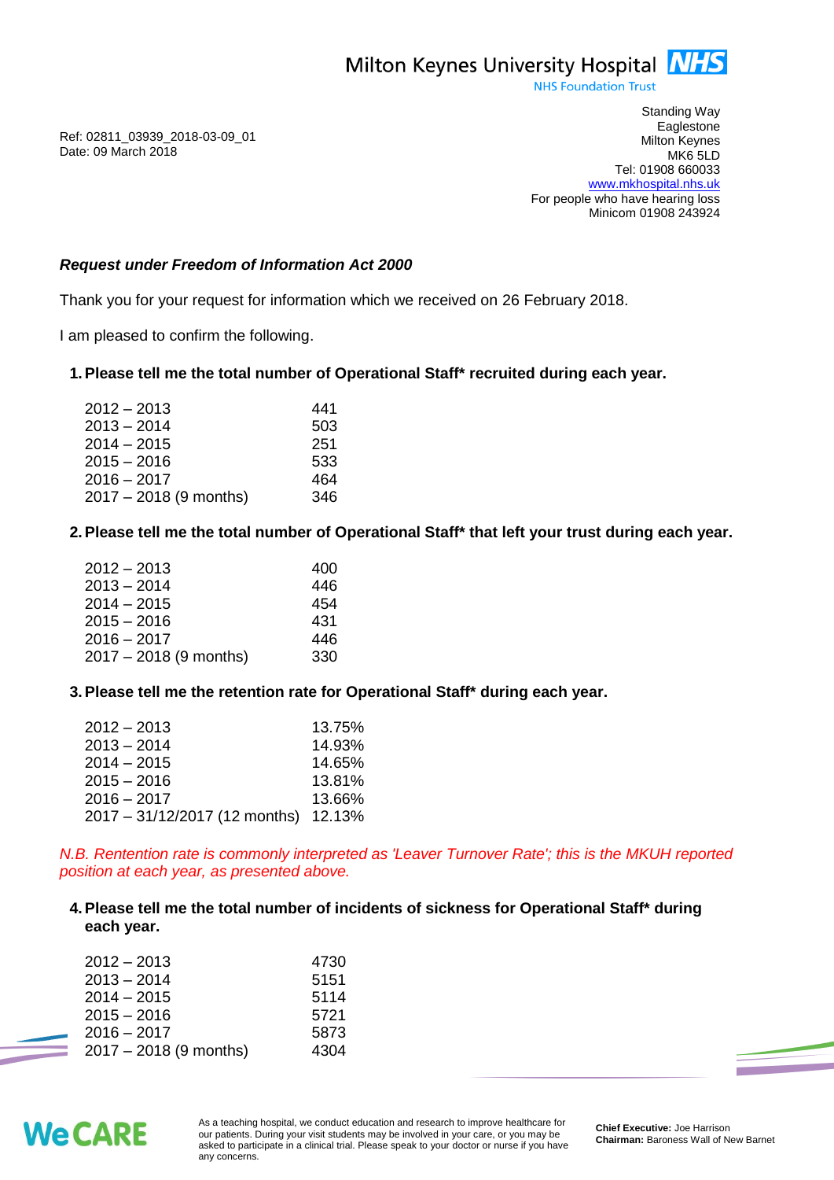Milton Keynes University Hospital NHS
NHS Foundation Trust

Standing Way
Eaglestone
Milton Keynes
MK6 5LD
Tel: 01908 660033
www.mkhospital.nhs.uk
For people who have hearing loss
Minicom 01908 243924

Ref: 02811_03939_2018-03-09_01
Date: 09 March 2018

***Request under Freedom of Information Act 2000***

Thank you for your request for information which we received on 26 February 2018.

I am pleased to confirm the following.

1. **Please tell me the total number of Operational Staff* recruited during each year.**

| | |
|---|---|
| 2012 – 2013 | 441 |
| 2013 – 2014 | 503 |
| 2014 – 2015 | 251 |
| 2015 – 2016 | 533 |
| 2016 – 2017 | 464 |
| 2017 – 2018 (9 months) | 346 |

2. **Please tell me the total number of Operational Staff* that left your trust during each year.**

| | |
|---|---|
| 2012 – 2013 | 400 |
| 2013 – 2014 | 446 |
| 2014 – 2015 | 454 |
| 2015 – 2016 | 431 |
| 2016 – 2017 | 446 |
| 2017 – 2018 (9 months) | 330 |

3. **Please tell me the retention rate for Operational Staff* during each year.**

| | |
|---|---|
| 2012 – 2013 | 13.75% |
| 2013 – 2014 | 14.93% |
| 2014 – 2015 | 14.65% |
| 2015 – 2016 | 13.81% |
| 2016 – 2017 | 13.66% |
| 2017 – 31/12/2017 (12 months) | 12.13% |

*N.B. Rentention rate is commonly interpreted as 'Leaver Turnover Rate'; this is the MKUH reported position at each year, as presented above.*

4. **Please tell me the total number of incidents of sickness for Operational Staff* during each year.**

| | |
|---|---|
| 2012 – 2013 | 4730 |
| 2013 – 2014 | 5151 |
| 2014 – 2015 | 5114 |
| 2015 – 2016 | 5721 |
| 2016 – 2017 | 5873 |
| 2017 – 2018 (9 months) | 4304 |

We CARE

As a teaching hospital, we conduct education and research to improve healthcare for our patients. During your visit students may be involved in your care, or you may be asked to participate in a clinical trial. Please speak to your doctor or nurse if you have any concerns.

**Chief Executive:** Joe Harrison
**Chairman:** Baroness Wall of New Barnet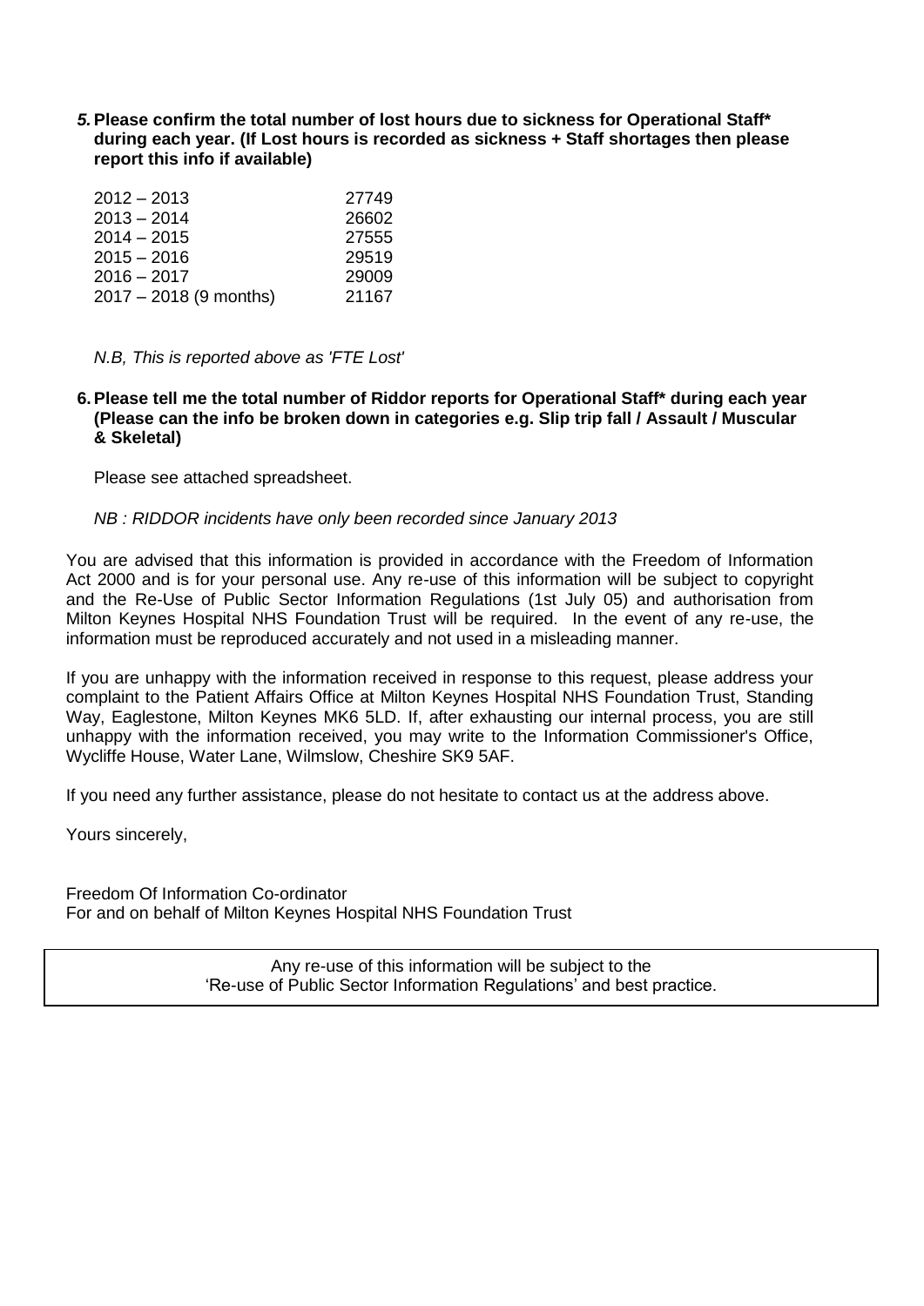***5.*** **Please confirm the total number of lost hours due to sickness for Operational Staff\* during each year. (If Lost hours is recorded as sickness + Staff shortages then please report this info if available)**

| | |
|---|---|
| 2012 – 2013 | 27749 |
| 2013 – 2014 | 26602 |
| 2014 – 2015 | 27555 |
| 2015 – 2016 | 29519 |
| 2016 – 2017 | 29009 |
| 2017 – 2018 (9 months) | 21167 |

*N.B, This is reported above as 'FTE Lost'*

**6. Please tell me the total number of Riddor reports for Operational Staff\* during each year (Please can the info be broken down in categories e.g. Slip trip fall / Assault / Muscular & Skeletal)**

Please see attached spreadsheet.

*NB : RIDDOR incidents have only been recorded since January 2013*

You are advised that this information is provided in accordance with the Freedom of Information Act 2000 and is for your personal use. Any re-use of this information will be subject to copyright and the Re-Use of Public Sector Information Regulations (1st July 05) and authorisation from Milton Keynes Hospital NHS Foundation Trust will be required. In the event of any re-use, the information must be reproduced accurately and not used in a misleading manner.

If you are unhappy with the information received in response to this request, please address your complaint to the Patient Affairs Office at Milton Keynes Hospital NHS Foundation Trust, Standing Way, Eaglestone, Milton Keynes MK6 5LD. If, after exhausting our internal process, you are still unhappy with the information received, you may write to the Information Commissioner's Office, Wycliffe House, Water Lane, Wilmslow, Cheshire SK9 5AF.

If you need any further assistance, please do not hesitate to contact us at the address above.

Yours sincerely,

Freedom Of Information Co-ordinator
For and on behalf of Milton Keynes Hospital NHS Foundation Trust

Any re-use of this information will be subject to the 'Re-use of Public Sector Information Regulations' and best practice.